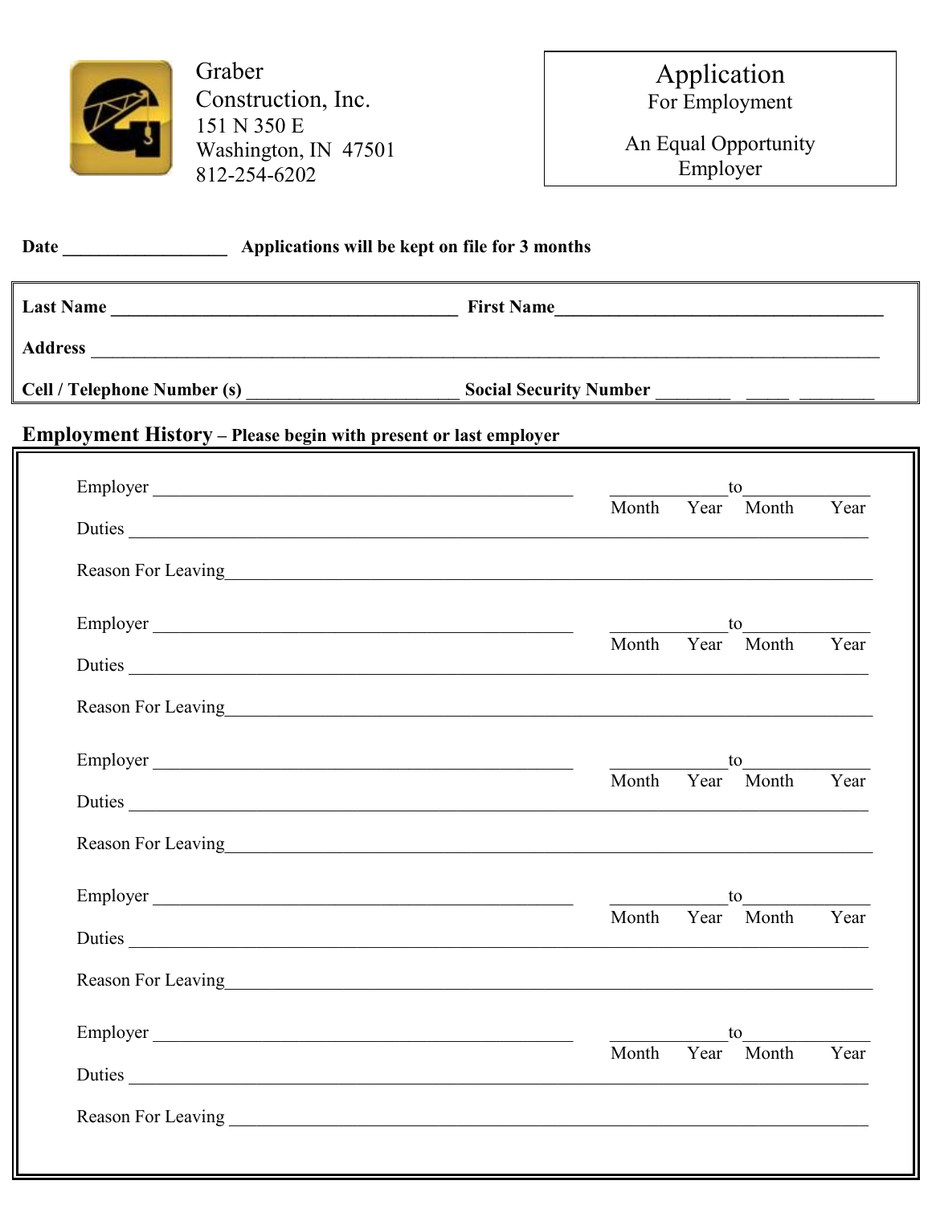Graber
Construction, Inc.
151 N 350 E
Washington, IN 47501
812-254-6202

# Application
For Employment

An Equal Opportunity Employer

**Date** ________________ **Applications will be kept on file for 3 months**

**Last Name** ________________________________ **First Name** ________________________________

**Address** ________________________________________________________________

**Cell / Telephone Number (s)** ____________________ **Social Security Number** _______ ____ _______

## Employment History – Please begin with present or last employer

Employer ________________________________________ ____________ to ____________
Month Year Month Year

Duties ________________________________________________________________

Reason For Leaving ________________________________________________________

Employer ________________________________________ ____________ to ____________
Month Year Month Year

Duties ________________________________________________________________

Reason For Leaving ________________________________________________________

Employer ________________________________________ ____________ to ____________
Month Year Month Year

Duties ________________________________________________________________

Reason For Leaving ________________________________________________________

Employer ________________________________________ ____________ to ____________
Month Year Month Year

Duties ________________________________________________________________

Reason For Leaving ________________________________________________________

Employer ________________________________________ ____________ to ____________
Month Year Month Year

Duties ________________________________________________________________

Reason For Leaving ________________________________________________________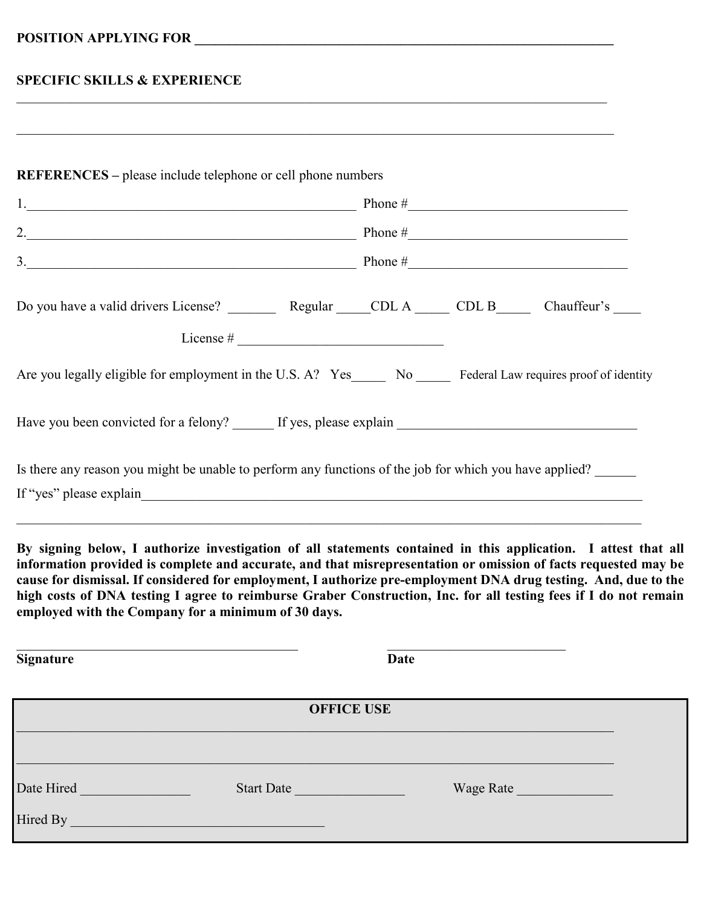**POSITION APPLYING FOR** ___________________________________________________________

**SPECIFIC SKILLS & EXPERIENCE**

_____________________________________________________________________________________

_____________________________________________________________________________________

**REFERENCES –** please include telephone or cell phone numbers

1.______________________________________________ Phone #______________________________

2.______________________________________________ Phone #______________________________

3.______________________________________________ Phone #______________________________

Do you have a valid drivers License? _______ Regular _____CDL A _____ CDL B_____ Chauffeur's ____

License # ___________________________

Are you legally eligible for employment in the U.S. A? Yes_____ No _____ Federal Law requires proof of identity

Have you been convicted for a felony? ______ If yes, please explain _________________________________

Is there any reason you might be unable to perform any functions of the job for which you have applied? ______

If "yes" please explain__________________________________________________________________________

_____________________________________________________________________________________

**By signing below, I authorize investigation of all statements contained in this application. I attest that all information provided is complete and accurate, and that misrepresentation or omission of facts requested may be cause for dismissal. If considered for employment, I authorize pre-employment DNA drug testing. And, due to the high costs of DNA testing I agree to reimburse Graber Construction, Inc. for all testing fees if I do not remain employed with the Company for a minimum of 30 days.**

_________________________________________ ___________________________

**Signature** **Date**

**OFFICE USE**

_____________________________________________________________________________________

_____________________________________________________________________________________

Date Hired ________________ Start Date ________________ Wage Rate ______________

Hired By ____________________________________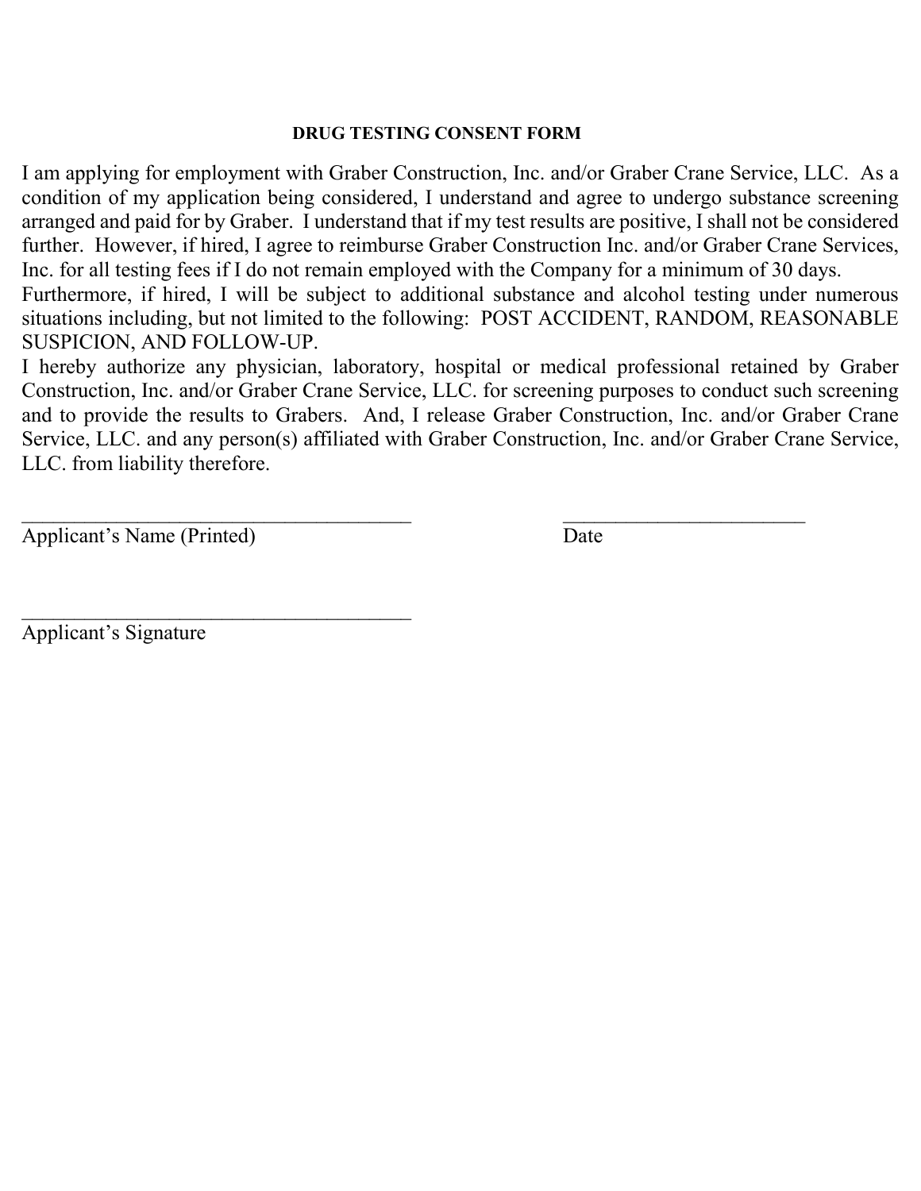**DRUG TESTING CONSENT FORM**

I am applying for employment with Graber Construction, Inc. and/or Graber Crane Service, LLC. As a condition of my application being considered, I understand and agree to undergo substance screening arranged and paid for by Graber. I understand that if my test results are positive, I shall not be considered further. However, if hired, I agree to reimburse Graber Construction Inc. and/or Graber Crane Services, Inc. for all testing fees if I do not remain employed with the Company for a minimum of 30 days.

Furthermore, if hired, I will be subject to additional substance and alcohol testing under numerous situations including, but not limited to the following: POST ACCIDENT, RANDOM, REASONABLE SUSPICION, AND FOLLOW-UP.

I hereby authorize any physician, laboratory, hospital or medical professional retained by Graber Construction, Inc. and/or Graber Crane Service, LLC. for screening purposes to conduct such screening and to provide the results to Grabers. And, I release Graber Construction, Inc. and/or Graber Crane Service, LLC. and any person(s) affiliated with Graber Construction, Inc. and/or Graber Crane Service, LLC. from liability therefore.

_______________________________________ &nbsp;&nbsp;&nbsp;&nbsp;&nbsp;&nbsp;&nbsp;&nbsp; ________________________

Applicant's Name (Printed) &nbsp;&nbsp;&nbsp;&nbsp;&nbsp;&nbsp;&nbsp;&nbsp;&nbsp;&nbsp;&nbsp;&nbsp;&nbsp;&nbsp;&nbsp;&nbsp;&nbsp;&nbsp;&nbsp;&nbsp;&nbsp;&nbsp;&nbsp;&nbsp;&nbsp;&nbsp; Date

_______________________________________

Applicant's Signature